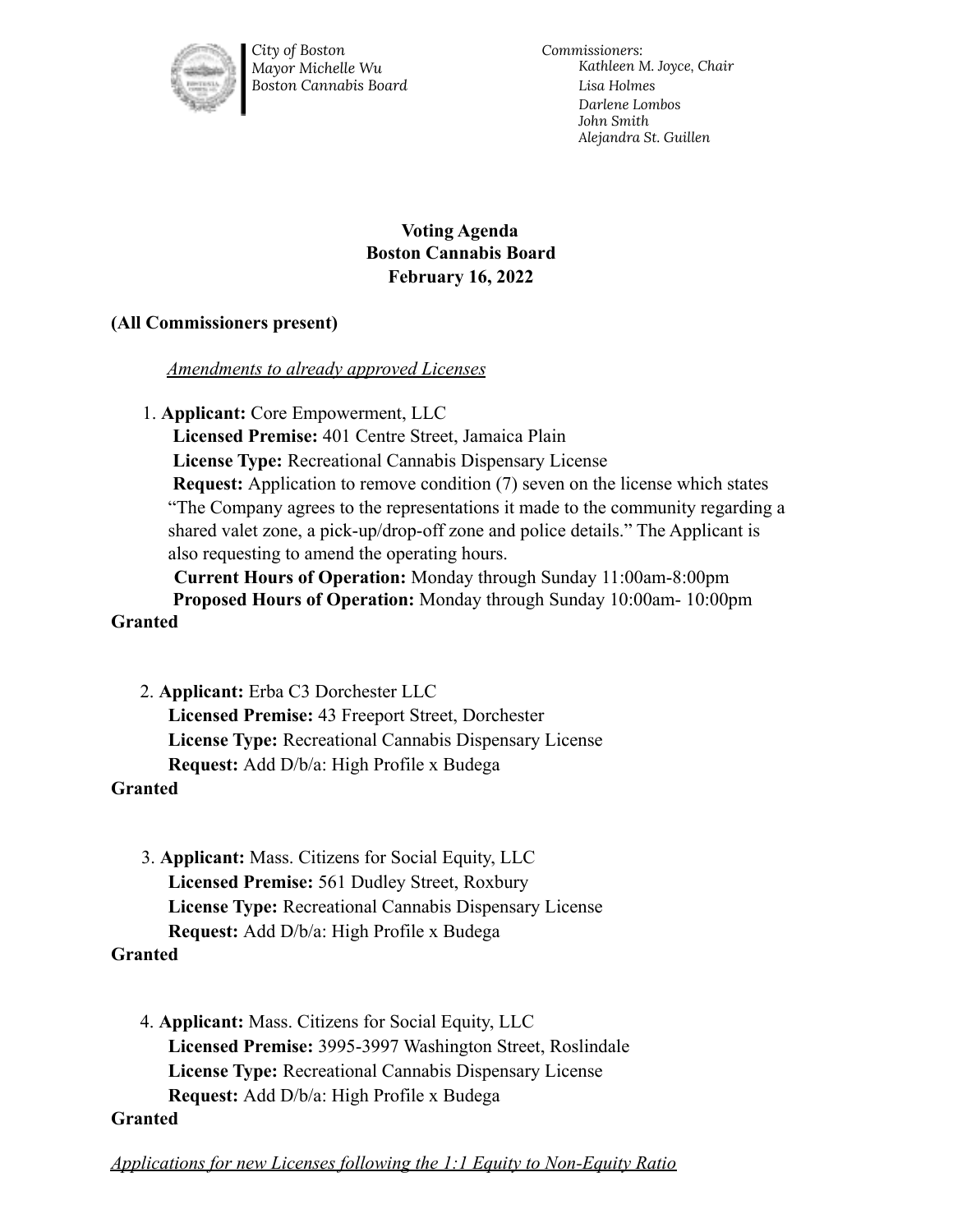*City of Boston*
*Mayor Michelle Wu*
*Boston Cannabis Board*

*Commissioners:*
*Kathleen M. Joyce, Chair*
*Lisa Holmes*
*Darlene Lombos*
*John Smith*
*Alejandra St. Guillen*

**Voting Agenda**
**Boston Cannabis Board**
**February 16, 2022**

**(All Commissioners present)**

*Amendments to already approved Licenses*

1. **Applicant:** Core Empowerment, LLC
   **Licensed Premise:** 401 Centre Street, Jamaica Plain
   **License Type:** Recreational Cannabis Dispensary License
   **Request:** Application to remove condition (7) seven on the license which states "The Company agrees to the representations it made to the community regarding a shared valet zone, a pick-up/drop-off zone and police details." The Applicant is also requesting to amend the operating hours.
   **Current Hours of Operation:** Monday through Sunday 11:00am-8:00pm
   **Proposed Hours of Operation:** Monday through Sunday 10:00am- 10:00pm

**Granted**

2. **Applicant:** Erba C3 Dorchester LLC
   **Licensed Premise:** 43 Freeport Street, Dorchester
   **License Type:** Recreational Cannabis Dispensary License
   **Request:** Add D/b/a: High Profile x Budega

**Granted**

3. **Applicant:** Mass. Citizens for Social Equity, LLC
   **Licensed Premise:** 561 Dudley Street, Roxbury
   **License Type:** Recreational Cannabis Dispensary License
   **Request:** Add D/b/a: High Profile x Budega

**Granted**

4. **Applicant:** Mass. Citizens for Social Equity, LLC
   **Licensed Premise:** 3995-3997 Washington Street, Roslindale
   **License Type:** Recreational Cannabis Dispensary License
   **Request:** Add D/b/a: High Profile x Budega

**Granted**

*Applications for new Licenses following the 1:1 Equity to Non-Equity Ratio*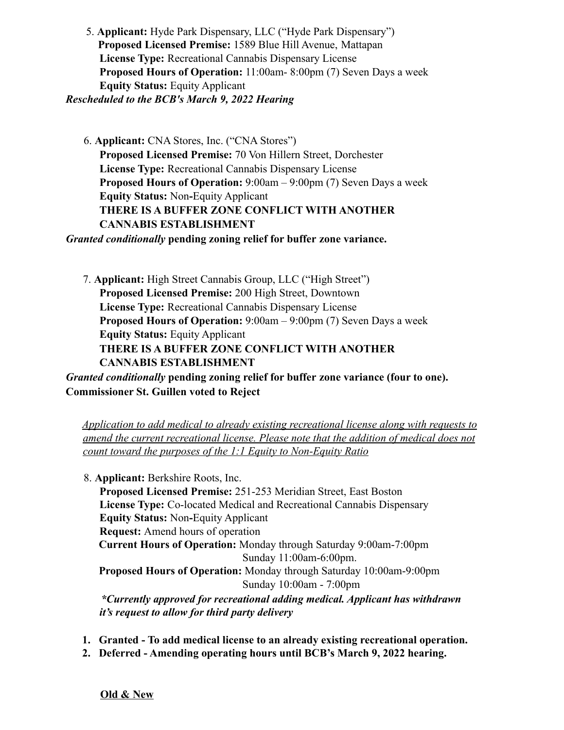5. **Applicant:** Hyde Park Dispensary, LLC ("Hyde Park Dispensary")
   **Proposed Licensed Premise:** 1589 Blue Hill Avenue, Mattapan
   **License Type:** Recreational Cannabis Dispensary License
   **Proposed Hours of Operation:** 11:00am- 8:00pm (7) Seven Days a week
   **Equity Status:** Equity Applicant

***Rescheduled to the BCB's March 9, 2022 Hearing***

6. **Applicant:** CNA Stores, Inc. ("CNA Stores")
   **Proposed Licensed Premise:** 70 Von Hillern Street, Dorchester
   **License Type:** Recreational Cannabis Dispensary License
   **Proposed Hours of Operation:** 9:00am – 9:00pm (7) Seven Days a week
   **Equity Status:** Non-Equity Applicant
   **THERE IS A BUFFER ZONE CONFLICT WITH ANOTHER CANNABIS ESTABLISHMENT**

***Granted conditionally* pending zoning relief for buffer zone variance.**

7. **Applicant:** High Street Cannabis Group, LLC ("High Street")
   **Proposed Licensed Premise:** 200 High Street, Downtown
   **License Type:** Recreational Cannabis Dispensary License
   **Proposed Hours of Operation:** 9:00am – 9:00pm (7) Seven Days a week
   **Equity Status:** Equity Applicant
   **THERE IS A BUFFER ZONE CONFLICT WITH ANOTHER CANNABIS ESTABLISHMENT**

***Granted conditionally* pending zoning relief for buffer zone variance (four to one).**
**Commissioner St. Guillen voted to Reject**

*Application to add medical to already existing recreational license along with requests to amend the current recreational license. Please note that the addition of medical does not count toward the purposes of the 1:1 Equity to Non-Equity Ratio*

8. **Applicant:** Berkshire Roots, Inc.
   **Proposed Licensed Premise:** 251-253 Meridian Street, East Boston
   **License Type:** Co-located Medical and Recreational Cannabis Dispensary
   **Equity Status:** Non-Equity Applicant
   **Request:** Amend hours of operation
   **Current Hours of Operation:** Monday through Saturday 9:00am-7:00pm
   Sunday 11:00am-6:00pm.
   **Proposed Hours of Operation:** Monday through Saturday 10:00am-9:00pm
   Sunday 10:00am - 7:00pm

   ***Currently approved for recreational adding medical. Applicant has withdrawn it's request to allow for third party delivery***

1. **Granted - To add medical license to an already existing recreational operation.**
2. **Deferred - Amending operating hours until BCB's March 9, 2022 hearing.**

**Old & New**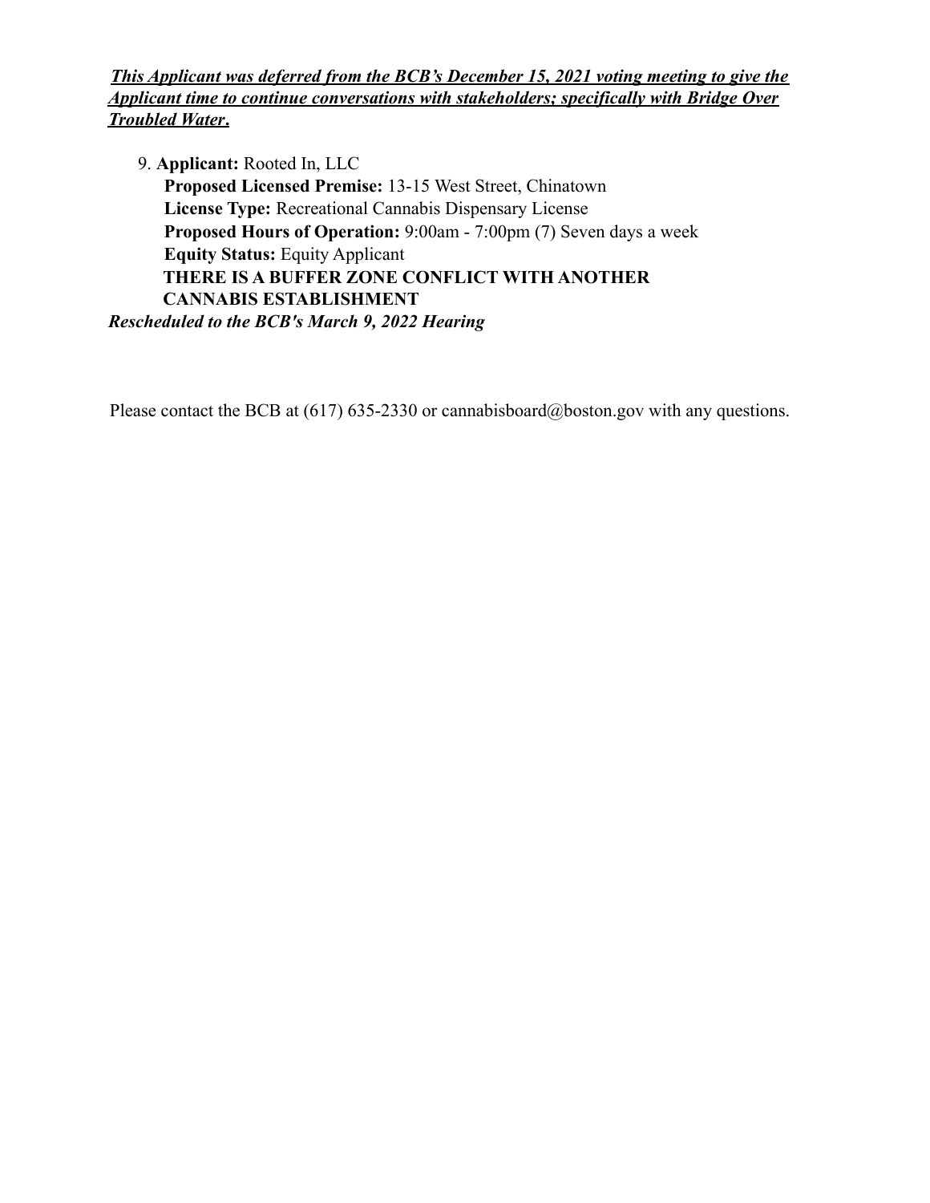***This Applicant was deferred from the BCB's December 15, 2021 voting meeting to give the Applicant time to continue conversations with stakeholders; specifically with Bridge Over Troubled Water.***

9. **Applicant:** Rooted In, LLC
   **Proposed Licensed Premise:** 13-15 West Street, Chinatown
   **License Type:** Recreational Cannabis Dispensary License
   **Proposed Hours of Operation:** 9:00am - 7:00pm (7) Seven days a week
   **Equity Status:** Equity Applicant
   **THERE IS A BUFFER ZONE CONFLICT WITH ANOTHER CANNABIS ESTABLISHMENT**

***Rescheduled to the BCB's March 9, 2022 Hearing***

Please contact the BCB at (617) 635-2330 or cannabisboard@boston.gov with any questions.